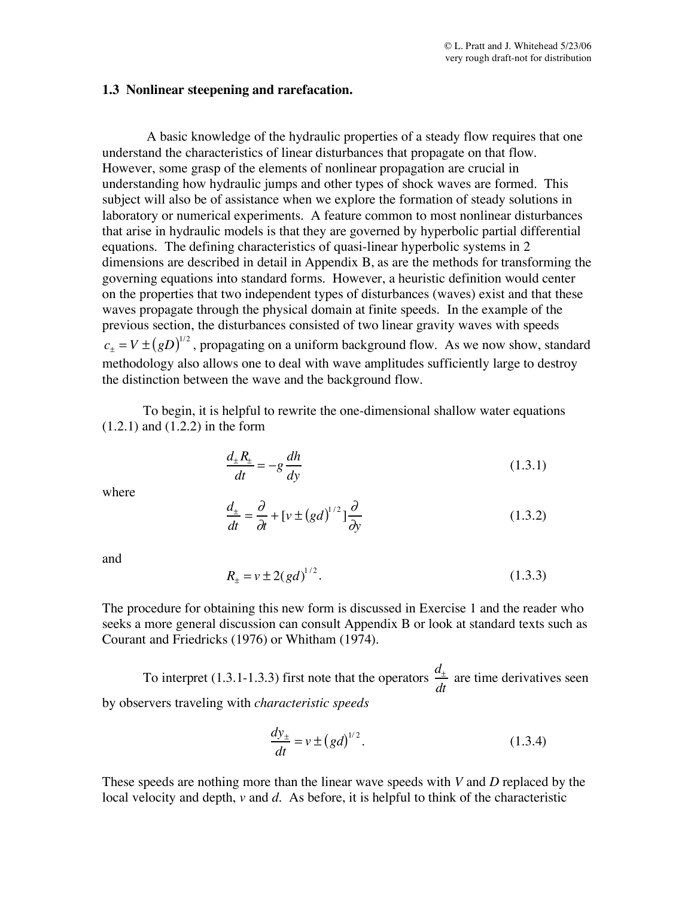### 1.3 Nonlinear steepening and rarefacation.

A basic knowledge of the hydraulic properties of a steady flow requires that one understand the characteristics of linear disturbances that propagate on that flow. However, some grasp of the elements of nonlinear propagation are crucial in understanding how hydraulic jumps and other types of shock waves are formed. This subject will also be of assistance when we explore the formation of steady solutions in laboratory or numerical experiments. A feature common to most nonlinear disturbances that arise in hydraulic models is that they are governed by hyperbolic partial differential equations. The defining characteristics of quasi-linear hyperbolic systems in 2 dimensions are described in detail in Appendix B, as are the methods for transforming the governing equations into standard forms. However, a heuristic definition would center on the properties that two independent types of disturbances (waves) exist and that these waves propagate through the physical domain at finite speeds. In the example of the previous section, the disturbances consisted of two linear gravity waves with speeds $c_{\pm} = V \pm (gD)^{1/2}$, propagating on a uniform background flow. As we now show, standard methodology also allows one to deal with wave amplitudes sufficiently large to destroy the distinction between the wave and the background flow.

To begin, it is helpful to rewrite the one-dimensional shallow water equations (1.2.1) and (1.2.2) in the form

$$\frac{d_{\pm}R_{\pm}}{dt} = -g\frac{dh}{dy} \tag{1.3.1}$$

where

$$\frac{d_{\pm}}{dt} = \frac{\partial}{\partial t} + [v \pm (gd)^{1/2}]\frac{\partial}{\partial y} \tag{1.3.2}$$

and

$$R_{\pm} = v \pm 2(gd)^{1/2}. \tag{1.3.3}$$

The procedure for obtaining this new form is discussed in Exercise 1 and the reader who seeks a more general discussion can consult Appendix B or look at standard texts such as Courant and Friedricks (1976) or Whitham (1974).

To interpret (1.3.1-1.3.3) first note that the operators $\frac{d_{\pm}}{dt}$ are time derivatives seen by observers traveling with *characteristic speeds*

$$\frac{dy_{\pm}}{dt} = v \pm (gd)^{1/2}. \tag{1.3.4}$$

These speeds are nothing more than the linear wave speeds with $V$ and $D$ replaced by the local velocity and depth, $v$ and $d$. As before, it is helpful to think of the characteristic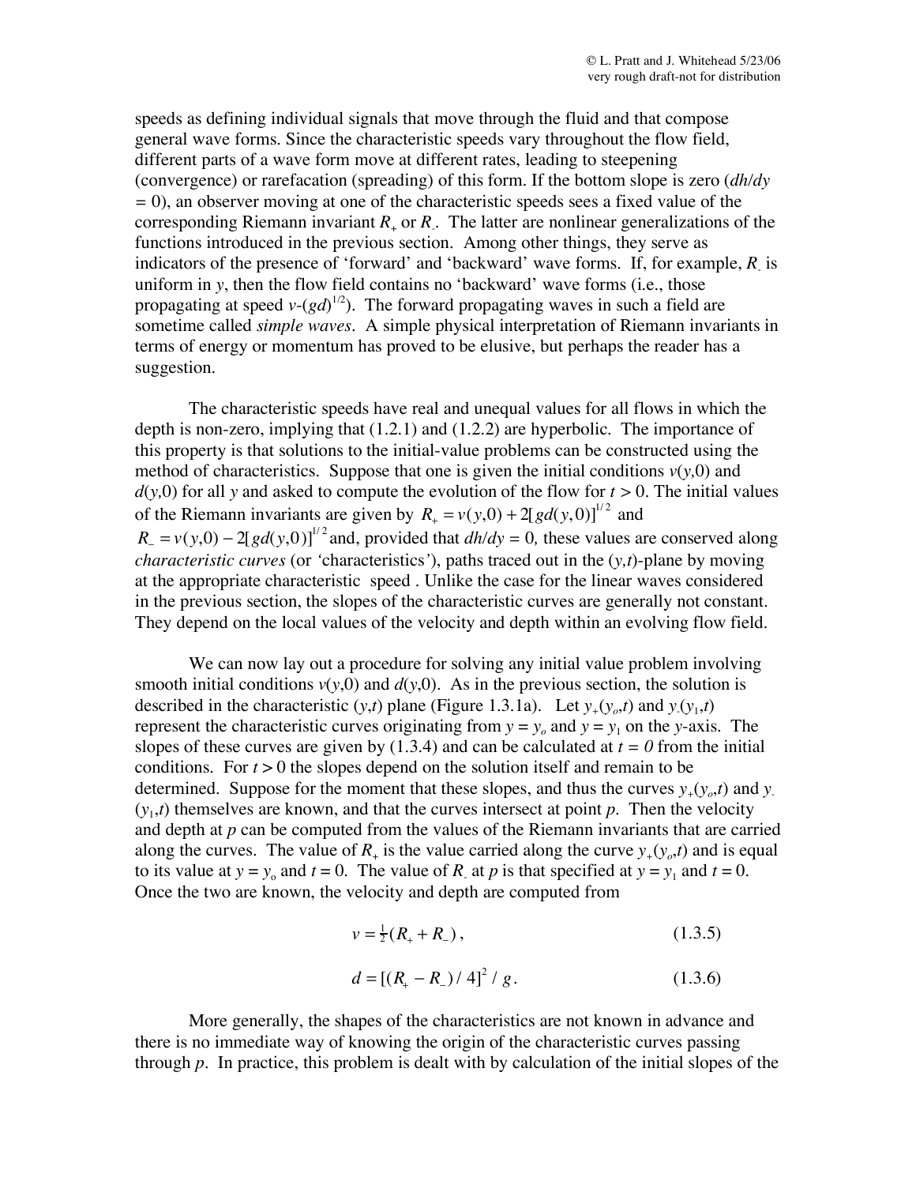speeds as defining individual signals that move through the fluid and that compose general wave forms. Since the characteristic speeds vary throughout the flow field, different parts of a wave form move at different rates, leading to steepening (convergence) or rarefacation (spreading) of this form. If the bottom slope is zero ($dh/dy = 0$), an observer moving at one of the characteristic speeds sees a fixed value of the corresponding Riemann invariant $R_+$ or $R_-$. The latter are nonlinear generalizations of the functions introduced in the previous section. Among other things, they serve as indicators of the presence of 'forward' and 'backward' wave forms. If, for example, $R_-$ is uniform in $y$, then the flow field contains no 'backward' wave forms (i.e., those propagating at speed $v$-$(gd)^{1/2}$). The forward propagating waves in such a field are sometime called *simple waves*. A simple physical interpretation of Riemann invariants in terms of energy or momentum has proved to be elusive, but perhaps the reader has a suggestion.

The characteristic speeds have real and unequal values for all flows in which the depth is non-zero, implying that (1.2.1) and (1.2.2) are hyperbolic. The importance of this property is that solutions to the initial-value problems can be constructed using the method of characteristics. Suppose that one is given the initial conditions $v(y,0)$ and $d(y,0)$ for all $y$ and asked to compute the evolution of the flow for $t > 0$. The initial values of the Riemann invariants are given by $R_+ = v(y,0) + 2[gd(y,0)]^{1/2}$ and $R_- = v(y,0) - 2[gd(y,0)]^{1/2}$ and, provided that $dh/dy = 0$, these values are conserved along *characteristic curves* (or 'characteristics'), paths traced out in the $(y,t)$-plane by moving at the appropriate characteristic speed . Unlike the case for the linear waves considered in the previous section, the slopes of the characteristic curves are generally not constant. They depend on the local values of the velocity and depth within an evolving flow field.

We can now lay out a procedure for solving any initial value problem involving smooth initial conditions $v(y,0)$ and $d(y,0)$. As in the previous section, the solution is described in the characteristic $(y,t)$ plane (Figure 1.3.1a). Let $y_+(y_o,t)$ and $y_-(y_1,t)$ represent the characteristic curves originating from $y = y_o$ and $y = y_1$ on the $y$-axis. The slopes of these curves are given by (1.3.4) and can be calculated at $t = 0$ from the initial conditions. For $t > 0$ the slopes depend on the solution itself and remain to be determined. Suppose for the moment that these slopes, and thus the curves $y_+(y_o,t)$ and $y_-(y_1,t)$ themselves are known, and that the curves intersect at point $p$. Then the velocity and depth at $p$ can be computed from the values of the Riemann invariants that are carried along the curves. The value of $R_+$ is the value carried along the curve $y_+(y_o,t)$ and is equal to its value at $y = y_o$ and $t = 0$. The value of $R_-$ at $p$ is that specified at $y = y_1$ and $t = 0$. Once the two are known, the velocity and depth are computed from

$$v = \tfrac{1}{2}(R_+ + R_-), \qquad (1.3.5)$$

$$d = [(R_+ - R_-)/4]^2 / g. \qquad (1.3.6)$$

More generally, the shapes of the characteristics are not known in advance and there is no immediate way of knowing the origin of the characteristic curves passing through $p$. In practice, this problem is dealt with by calculation of the initial slopes of the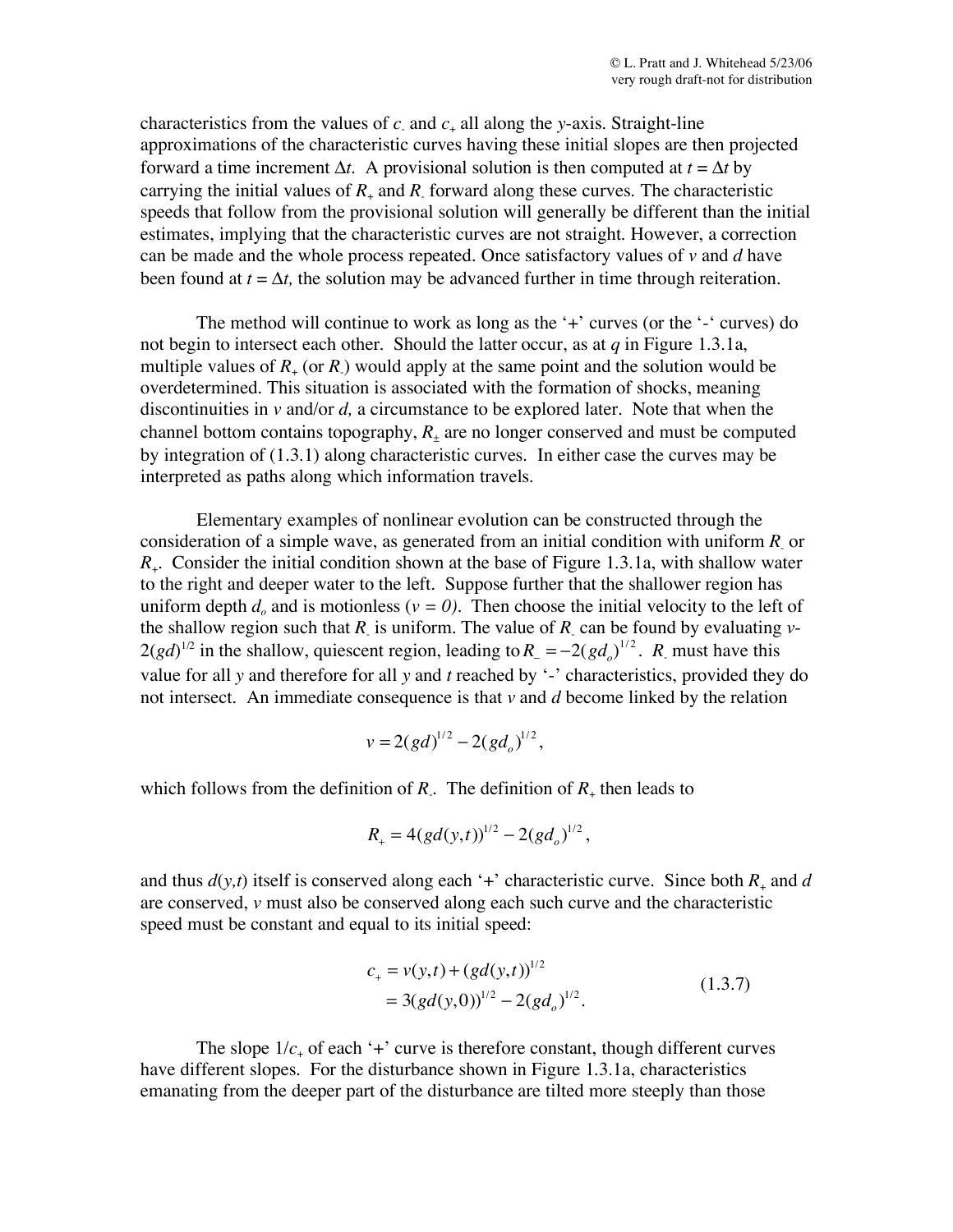characteristics from the values of $c_-$ and $c_+$ all along the $y$-axis. Straight-line approximations of the characteristic curves having these initial slopes are then projected forward a time increment $\Delta t$. A provisional solution is then computed at $t = \Delta t$ by carrying the initial values of $R_+$ and $R_-$ forward along these curves. The characteristic speeds that follow from the provisional solution will generally be different than the initial estimates, implying that the characteristic curves are not straight. However, a correction can be made and the whole process repeated. Once satisfactory values of $v$ and $d$ have been found at $t = \Delta t$, the solution may be advanced further in time through reiteration.

The method will continue to work as long as the '+' curves (or the '-' curves) do not begin to intersect each other. Should the latter occur, as at $q$ in Figure 1.3.1a, multiple values of $R_+$ (or $R_-$) would apply at the same point and the solution would be overdetermined. This situation is associated with the formation of shocks, meaning discontinuities in $v$ and/or $d$, a circumstance to be explored later. Note that when the channel bottom contains topography, $R_\pm$ are no longer conserved and must be computed by integration of (1.3.1) along characteristic curves. In either case the curves may be interpreted as paths along which information travels.

Elementary examples of nonlinear evolution can be constructed through the consideration of a simple wave, as generated from an initial condition with uniform $R_-$ or $R_+$. Consider the initial condition shown at the base of Figure 1.3.1a, with shallow water to the right and deeper water to the left. Suppose further that the shallower region has uniform depth $d_o$ and is motionless ($v = 0$). Then choose the initial velocity to the left of the shallow region such that $R_-$ is uniform. The value of $R_-$ can be found by evaluating $v$-$2(gd)^{1/2}$ in the shallow, quiescent region, leading to $R_- = -2(gd_o)^{1/2}$. $R_-$ must have this value for all $y$ and therefore for all $y$ and $t$ reached by '-' characteristics, provided they do not intersect. An immediate consequence is that $v$ and $d$ become linked by the relation

$$v = 2(gd)^{1/2} - 2(gd_o)^{1/2},$$

which follows from the definition of $R_-$. The definition of $R_+$ then leads to

$$R_+ = 4(gd(y,t))^{1/2} - 2(gd_o)^{1/2},$$

and thus $d(y,t)$ itself is conserved along each '+' characteristic curve. Since both $R_+$ and $d$ are conserved, $v$ must also be conserved along each such curve and the characteristic speed must be constant and equal to its initial speed:

$$\begin{aligned} c_+ &= v(y,t) + (gd(y,t))^{1/2} \\ &= 3(gd(y,0))^{1/2} - 2(gd_o)^{1/2}. \end{aligned} \tag{1.3.7}$$

The slope $1/c_+$ of each '+' curve is therefore constant, though different curves have different slopes. For the disturbance shown in Figure 1.3.1a, characteristics emanating from the deeper part of the disturbance are tilted more steeply than those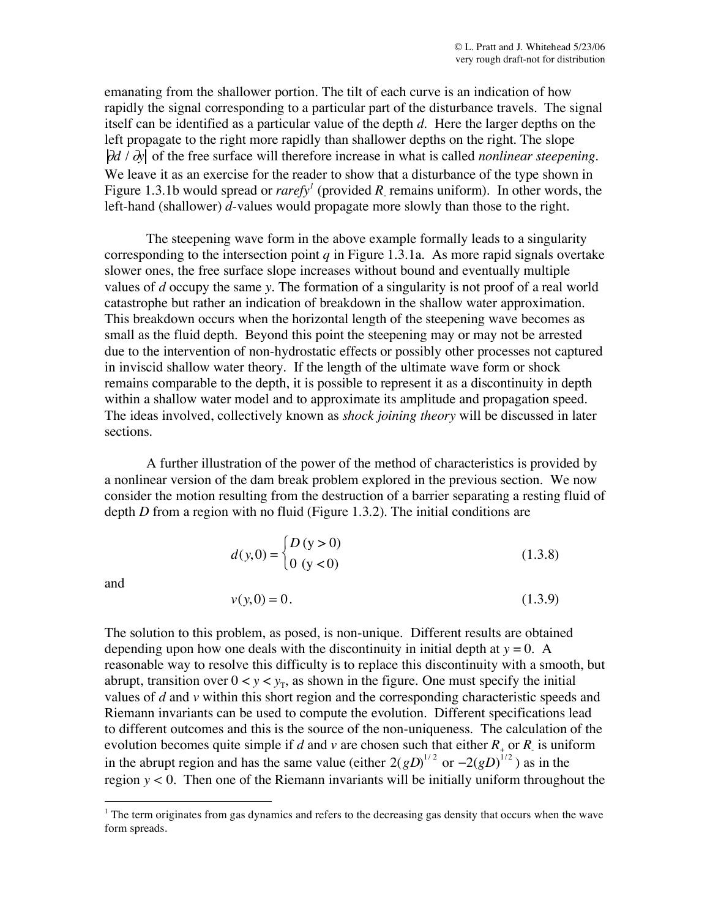emanating from the shallower portion. The tilt of each curve is an indication of how rapidly the signal corresponding to a particular part of the disturbance travels. The signal itself can be identified as a particular value of the depth $d$. Here the larger depths on the left propagate to the right more rapidly than shallower depths on the right. The slope $|\partial d / \partial y|$ of the free surface will therefore increase in what is called *nonlinear steepening*. We leave it as an exercise for the reader to show that a disturbance of the type shown in Figure 1.3.1b would spread or *rarefy*[1] (provided $R_-$ remains uniform). In other words, the left-hand (shallower) $d$-values would propagate more slowly than those to the right.

The steepening wave form in the above example formally leads to a singularity corresponding to the intersection point $q$ in Figure 1.3.1a. As more rapid signals overtake slower ones, the free surface slope increases without bound and eventually multiple values of $d$ occupy the same $y$. The formation of a singularity is not proof of a real world catastrophe but rather an indication of breakdown in the shallow water approximation. This breakdown occurs when the horizontal length of the steepening wave becomes as small as the fluid depth. Beyond this point the steepening may or may not be arrested due to the intervention of non-hydrostatic effects or possibly other processes not captured in inviscid shallow water theory. If the length of the ultimate wave form or shock remains comparable to the depth, it is possible to represent it as a discontinuity in depth within a shallow water model and to approximate its amplitude and propagation speed. The ideas involved, collectively known as *shock joining theory* will be discussed in later sections.

A further illustration of the power of the method of characteristics is provided by a nonlinear version of the dam break problem explored in the previous section. We now consider the motion resulting from the destruction of a barrier separating a resting fluid of depth $D$ from a region with no fluid (Figure 1.3.2). The initial conditions are

$$d(y,0) = \begin{cases} D \; (y > 0) \\ 0 \; (y < 0) \end{cases} \tag{1.3.8}$$

and

$$v(y,0) = 0. \tag{1.3.9}$$

The solution to this problem, as posed, is non-unique. Different results are obtained depending upon how one deals with the discontinuity in initial depth at $y = 0$. A reasonable way to resolve this difficulty is to replace this discontinuity with a smooth, but abrupt, transition over $0 < y < y_T$, as shown in the figure. One must specify the initial values of $d$ and $v$ within this short region and the corresponding characteristic speeds and Riemann invariants can be used to compute the evolution. Different specifications lead to different outcomes and this is the source of the non-uniqueness. The calculation of the evolution becomes quite simple if $d$ and $v$ are chosen such that either $R_+$ or $R_-$ is uniform in the abrupt region and has the same value (either $2(gD)^{1/2}$ or $-2(gD)^{1/2}$) as in the region $y < 0$. Then one of the Riemann invariants will be initially uniform throughout the

[1] The term originates from gas dynamics and refers to the decreasing gas density that occurs when the wave form spreads.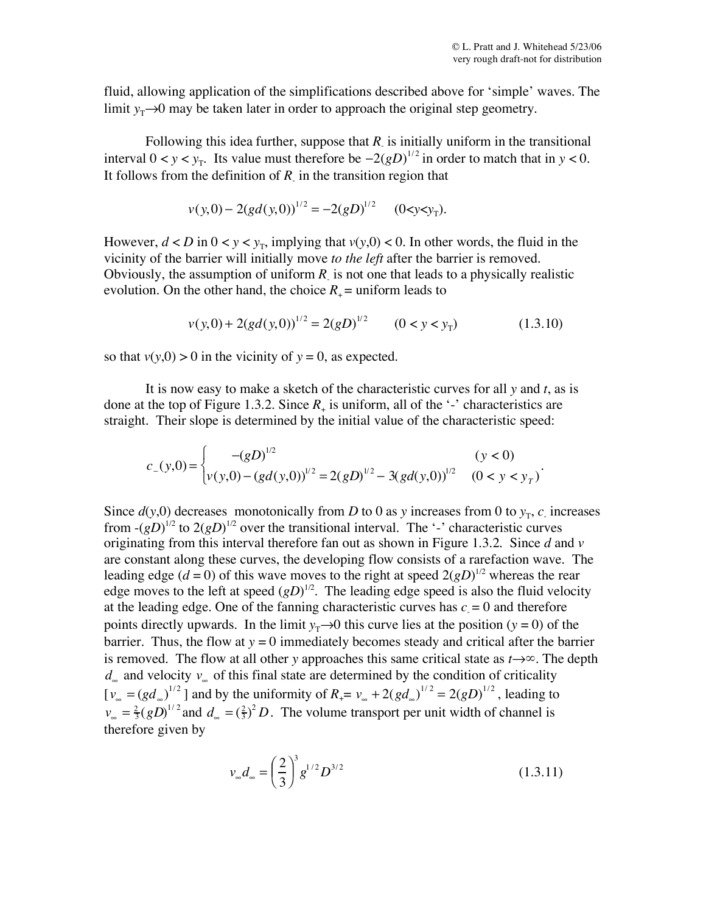fluid, allowing application of the simplifications described above for 'simple' waves. The limit $y_T \rightarrow 0$ may be taken later in order to approach the original step geometry.

Following this idea further, suppose that $R_-$ is initially uniform in the transitional interval $0 < y < y_T$. Its value must therefore be $-2(gD)^{1/2}$ in order to match that in $y < 0$. It follows from the definition of $R_-$ in the transition region that

$$v(y,0) - 2(gd(y,0))^{1/2} = -2(gD)^{1/2} \qquad (0<y<y_T).$$

However, $d < D$ in $0 < y < y_T$, implying that $v(y,0) < 0$. In other words, the fluid in the vicinity of the barrier will initially move *to the left* after the barrier is removed. Obviously, the assumption of uniform $R_-$ is not one that leads to a physically realistic evolution. On the other hand, the choice $R_+$ = uniform leads to

$$v(y,0) + 2(gd(y,0))^{1/2} = 2(gD)^{1/2} \qquad (0 < y < y_T) \tag{1.3.10}$$

so that $v(y,0) > 0$ in the vicinity of $y = 0$, as expected.

It is now easy to make a sketch of the characteristic curves for all $y$ and $t$, as is done at the top of Figure 1.3.2. Since $R_+$ is uniform, all of the '-' characteristics are straight. Their slope is determined by the initial value of the characteristic speed:

$$c_-(y,0) = \begin{cases} -(gD)^{1/2} & (y < 0) \\ v(y,0) - (gd(y,0))^{1/2} = 2(gD)^{1/2} - 3(gd(y,0))^{1/2} & (0 < y < y_T) \end{cases}.$$

Since $d(y,0)$ decreases monotonically from $D$ to 0 as $y$ increases from 0 to $y_T$, $c_-$ increases from $-(gD)^{1/2}$ to $2(gD)^{1/2}$ over the transitional interval. The '-' characteristic curves originating from this interval therefore fan out as shown in Figure 1.3.2. Since $d$ and $v$ are constant along these curves, the developing flow consists of a rarefaction wave. The leading edge ($d = 0$) of this wave moves to the right at speed $2(gD)^{1/2}$ whereas the rear edge moves to the left at speed $(gD)^{1/2}$. The leading edge speed is also the fluid velocity at the leading edge. One of the fanning characteristic curves has $c_- = 0$ and therefore points directly upwards. In the limit $y_T \rightarrow 0$ this curve lies at the position ($y = 0$) of the barrier. Thus, the flow at $y = 0$ immediately becomes steady and critical after the barrier is removed. The flow at all other $y$ approaches this same critical state as $t \rightarrow \infty$. The depth $d_\infty$ and velocity $v_\infty$ of this final state are determined by the condition of criticality [$v_\infty = (gd_\infty)^{1/2}$] and by the uniformity of $R_+ = v_\infty + 2(gd_\infty)^{1/2} = 2(gD)^{1/2}$, leading to $v_\infty = \frac{2}{3}(gD)^{1/2}$ and $d_\infty = (\frac{2}{3})^2 D$. The volume transport per unit width of channel is therefore given by

$$v_\infty d_\infty = \left(\frac{2}{3}\right)^3 g^{1/2} D^{3/2} \tag{1.3.11}$$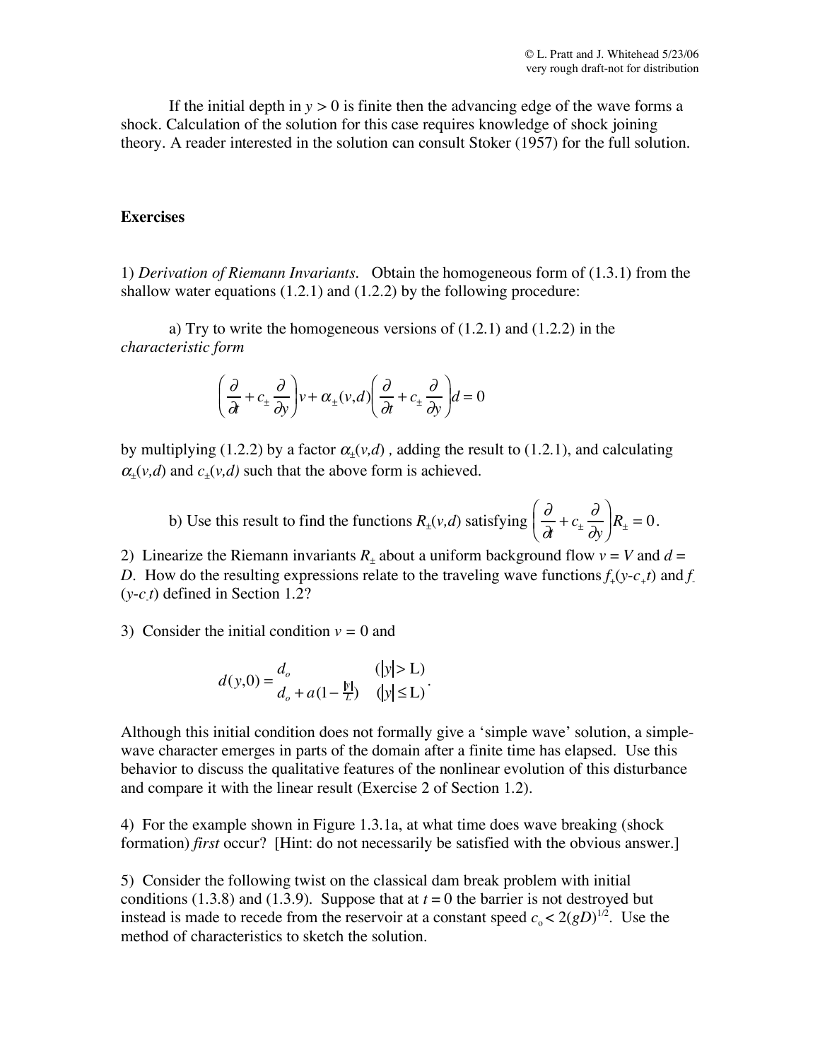If the initial depth in $y > 0$ is finite then the advancing edge of the wave forms a shock. Calculation of the solution for this case requires knowledge of shock joining theory. A reader interested in the solution can consult Stoker (1957) for the full solution.

**Exercises**

1) *Derivation of Riemann Invariants*. Obtain the homogeneous form of (1.3.1) from the shallow water equations (1.2.1) and (1.2.2) by the following procedure:

a) Try to write the homogeneous versions of (1.2.1) and (1.2.2) in the *characteristic form*

$$\left(\frac{\partial}{\partial t}+c_{\pm}\frac{\partial}{\partial y}\right)v+\alpha_{\pm}(v,d)\left(\frac{\partial}{\partial t}+c_{\pm}\frac{\partial}{\partial y}\right)d=0$$

by multiplying (1.2.2) by a factor $\alpha_{\pm}(v,d)$ , adding the result to (1.2.1), and calculating $\alpha_{\pm}(v,d)$ and $c_{\pm}(v,d)$ such that the above form is achieved.

b) Use this result to find the functions $R_{\pm}(v,d)$ satisfying $\left(\frac{\partial}{\partial t}+c_{\pm}\frac{\partial}{\partial y}\right)R_{\pm}=0$.

2) Linearize the Riemann invariants $R_{\pm}$ about a uniform background flow $v = V$ and $d = D$. How do the resulting expressions relate to the traveling wave functions $f_{+}(y\text{-}c_{+}t)$ and $f_{-}(y\text{-}c_{-}t)$ defined in Section 1.2?

3) Consider the initial condition $v = 0$ and

$$d(y,0)=\begin{array}{ll} d_o & (|y|>\mathrm{L}) \\ d_o+a(1-\frac{|y|}{L}) & (|y|\leq \mathrm{L}) \end{array}.$$

Although this initial condition does not formally give a 'simple wave' solution, a simple-wave character emerges in parts of the domain after a finite time has elapsed. Use this behavior to discuss the qualitative features of the nonlinear evolution of this disturbance and compare it with the linear result (Exercise 2 of Section 1.2).

4) For the example shown in Figure 1.3.1a, at what time does wave breaking (shock formation) *first* occur? [Hint: do not necessarily be satisfied with the obvious answer.]

5) Consider the following twist on the classical dam break problem with initial conditions (1.3.8) and (1.3.9). Suppose that at $t = 0$ the barrier is not destroyed but instead is made to recede from the reservoir at a constant speed $c_o < 2(gD)^{1/2}$. Use the method of characteristics to sketch the solution.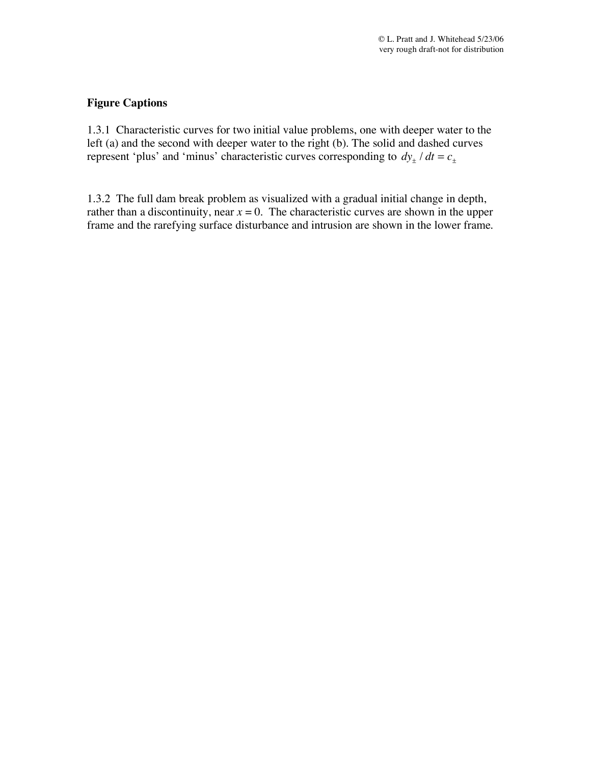**Figure Captions**

1.3.1 Characteristic curves for two initial value problems, one with deeper water to the left (a) and the second with deeper water to the right (b). The solid and dashed curves represent 'plus' and 'minus' characteristic curves corresponding to $dy_{\pm} / dt = c_{\pm}$

1.3.2 The full dam break problem as visualized with a gradual initial change in depth, rather than a discontinuity, near $x = 0$. The characteristic curves are shown in the upper frame and the rarefying surface disturbance and intrusion are shown in the lower frame.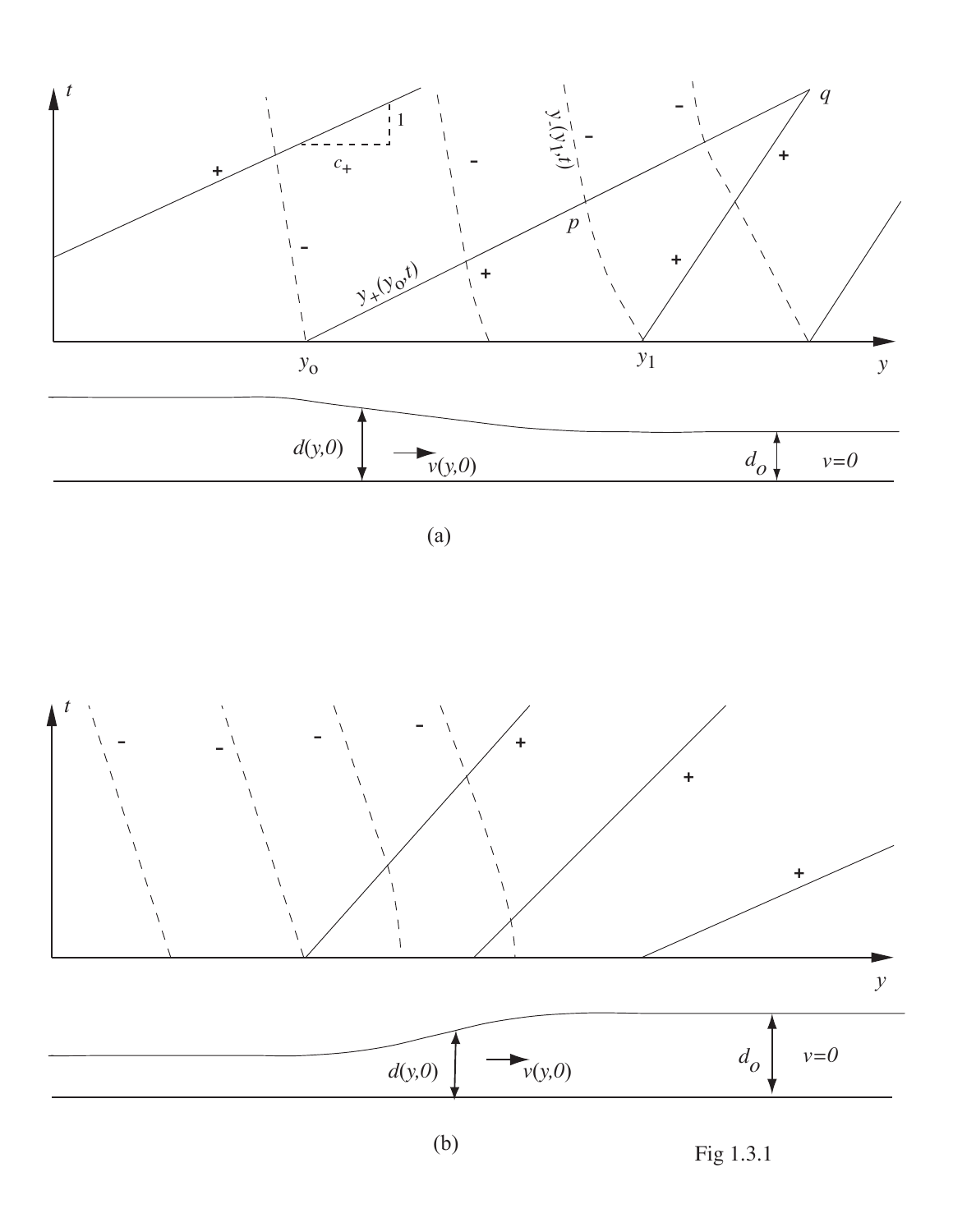(a)

(b)

Fig 1.3.1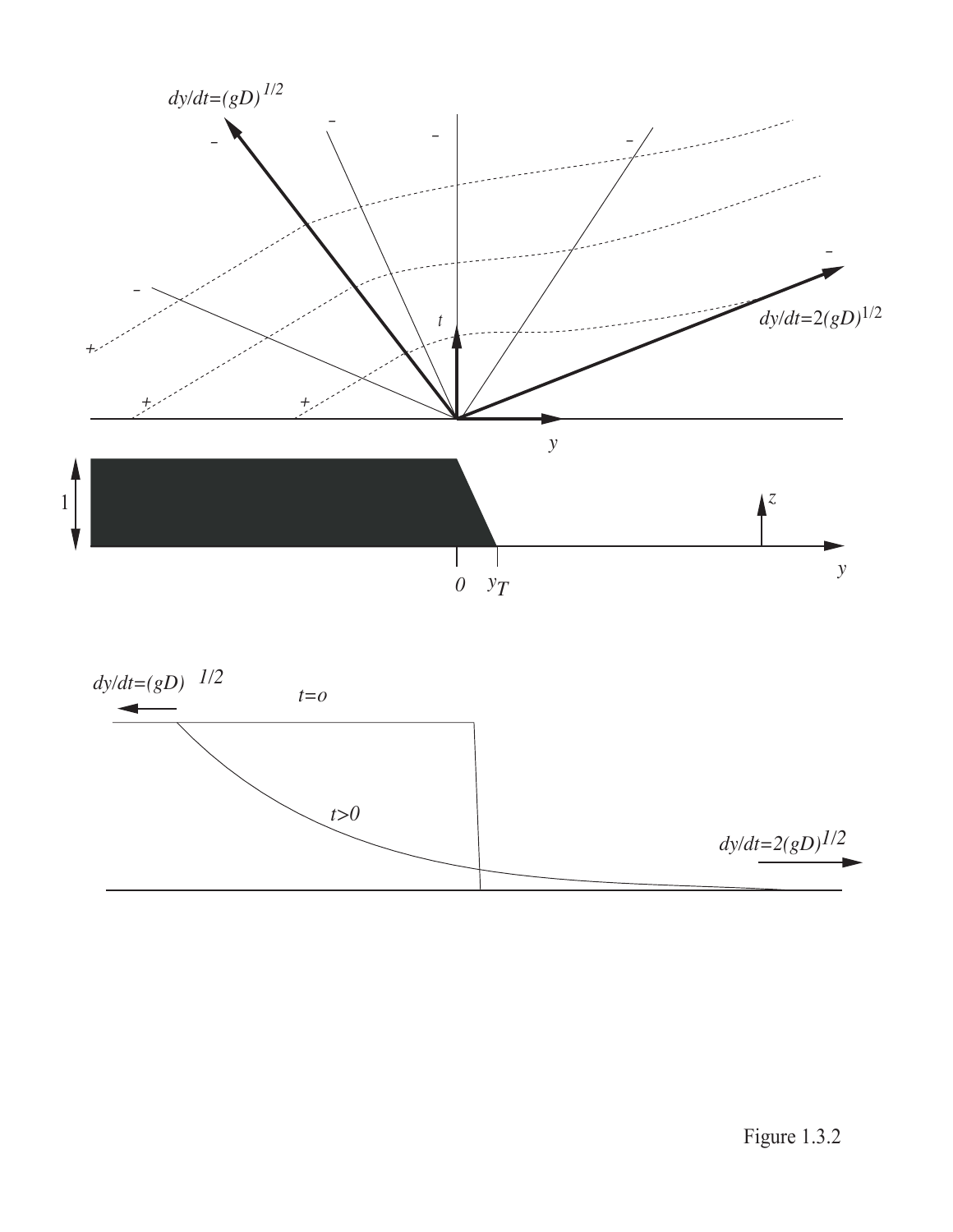$dy/dt=(gD)^{1/2}$

$dy/dt=2(gD)^{1/2}$

$t$

$y$

1

$z$

$y$

0 $y_T$

$dy/dt=(gD)^{1/2}$

$t=o$

$t>0$

$dy/dt=2(gD)^{1/2}$

Figure 1.3.2